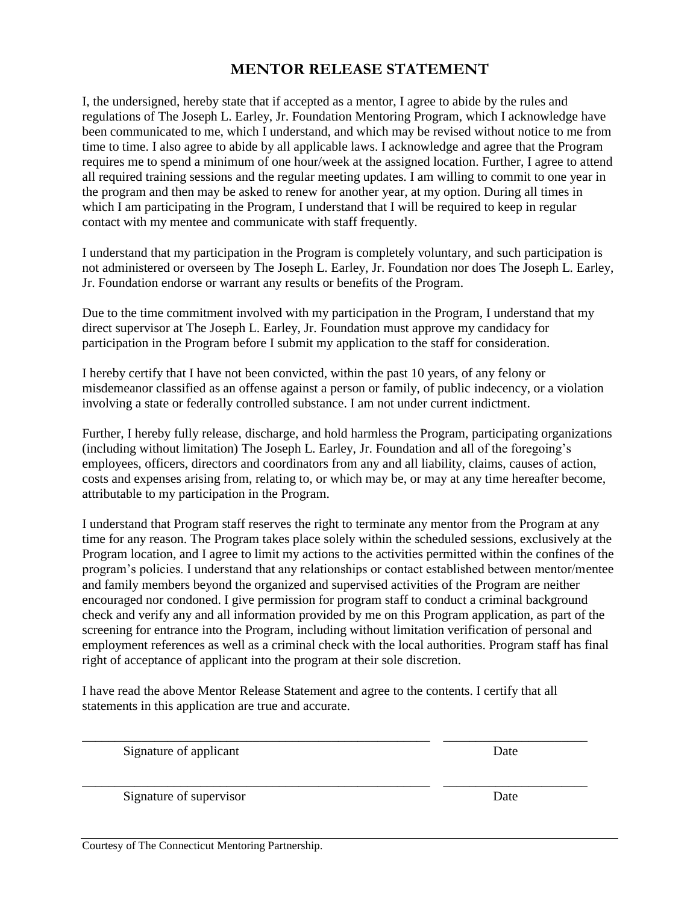# MENTOR RELEASE STATEMENT

I, the undersigned, hereby state that if accepted as a mentor, I agree to abide by the rules and regulations of The Joseph L. Earley, Jr. Foundation Mentoring Program, which I acknowledge have been communicated to me, which I understand, and which may be revised without notice to me from time to time. I also agree to abide by all applicable laws. I acknowledge and agree that the Program requires me to spend a minimum of one hour/week at the assigned location. Further, I agree to attend all required training sessions and the regular meeting updates. I am willing to commit to one year in the program and then may be asked to renew for another year, at my option. During all times in which I am participating in the Program, I understand that I will be required to keep in regular contact with my mentee and communicate with staff frequently.

I understand that my participation in the Program is completely voluntary, and such participation is not administered or overseen by The Joseph L. Earley, Jr. Foundation nor does The Joseph L. Earley, Jr. Foundation endorse or warrant any results or benefits of the Program.

Due to the time commitment involved with my participation in the Program, I understand that my direct supervisor at The Joseph L. Earley, Jr. Foundation must approve my candidacy for participation in the Program before I submit my application to the staff for consideration.

I hereby certify that I have not been convicted, within the past 10 years, of any felony or misdemeanor classified as an offense against a person or family, of public indecency, or a violation involving a state or federally controlled substance. I am not under current indictment.

Further, I hereby fully release, discharge, and hold harmless the Program, participating organizations (including without limitation) The Joseph L. Earley, Jr. Foundation and all of the foregoing's employees, officers, directors and coordinators from any and all liability, claims, causes of action, costs and expenses arising from, relating to, or which may be, or may at any time hereafter become, attributable to my participation in the Program.

I understand that Program staff reserves the right to terminate any mentor from the Program at any time for any reason. The Program takes place solely within the scheduled sessions, exclusively at the Program location, and I agree to limit my actions to the activities permitted within the confines of the program's policies. I understand that any relationships or contact established between mentor/mentee and family members beyond the organized and supervised activities of the Program are neither encouraged nor condoned. I give permission for program staff to conduct a criminal background check and verify any and all information provided by me on this Program application, as part of the screening for entrance into the Program, including without limitation verification of personal and employment references as well as a criminal check with the local authorities. Program staff has final right of acceptance of applicant into the program at their sole discretion.

I have read the above Mentor Release Statement and agree to the contents. I certify that all statements in this application are true and accurate.

_______________________________________________________ ______________________

Signature of applicant Date

_______________________________________________________ ______________________

Signature of supervisor Date

Courtesy of The Connecticut Mentoring Partnership.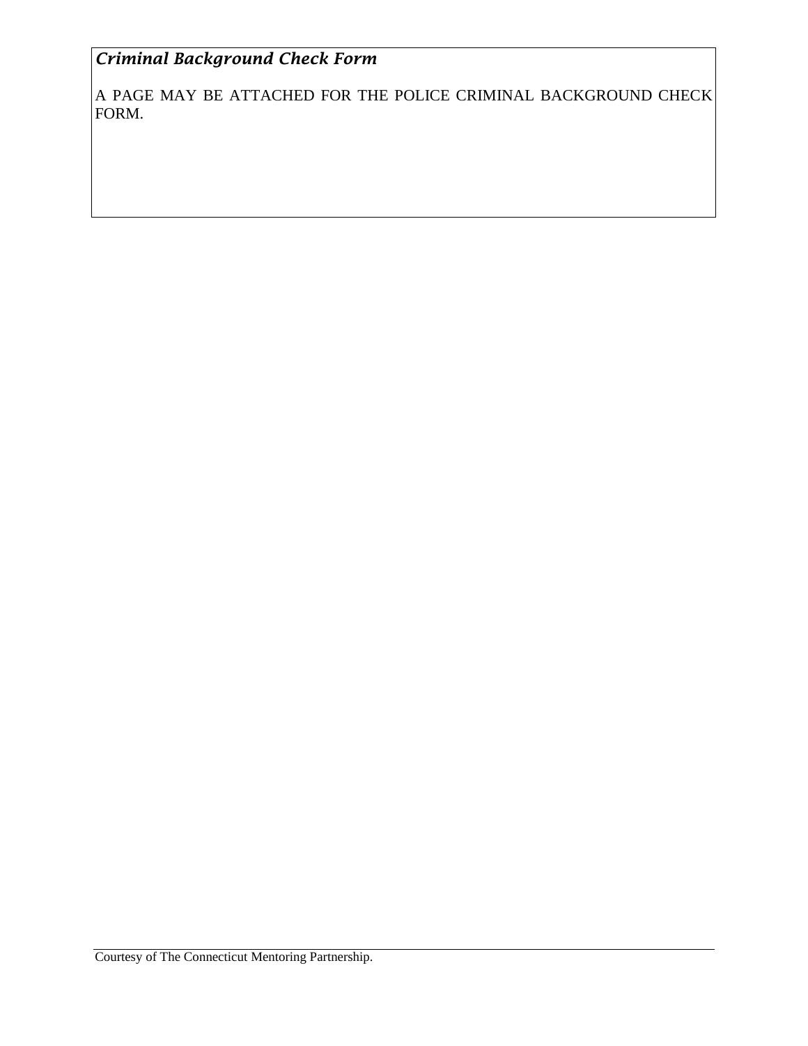## *Criminal Background Check Form*

A PAGE MAY BE ATTACHED FOR THE POLICE CRIMINAL BACKGROUND CHECK FORM.

Courtesy of The Connecticut Mentoring Partnership.